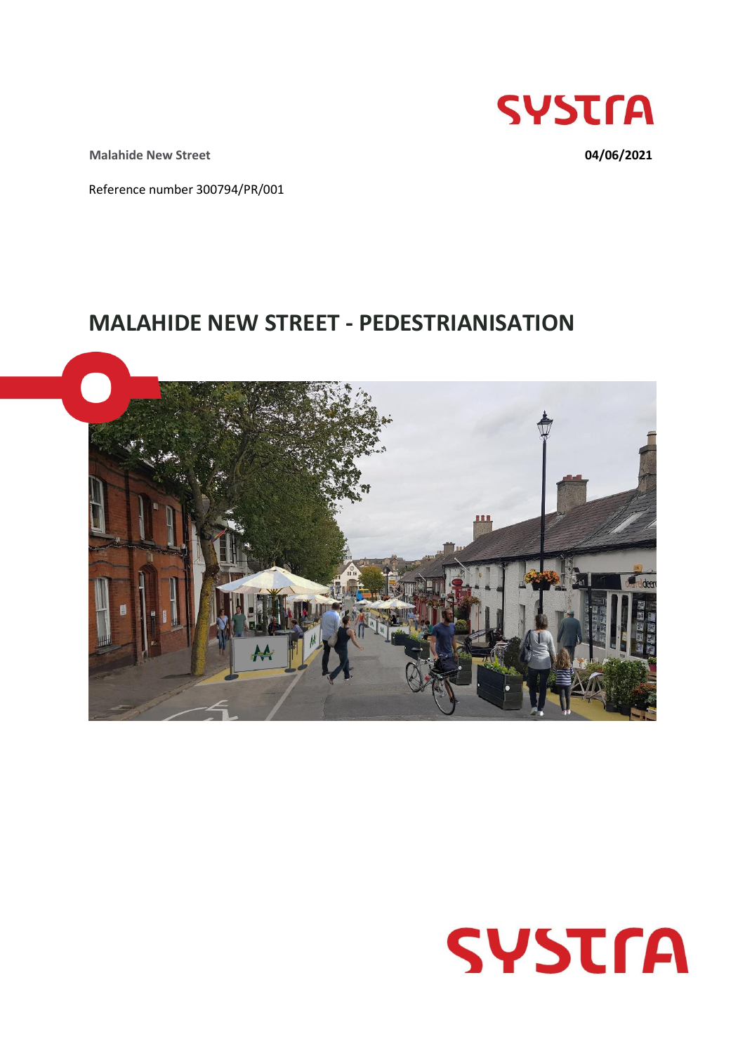Malahide New Street

04/06/2021

Reference number 300794/PR/001

# MALAHIDE NEW STREET - PEDESTRIANISATION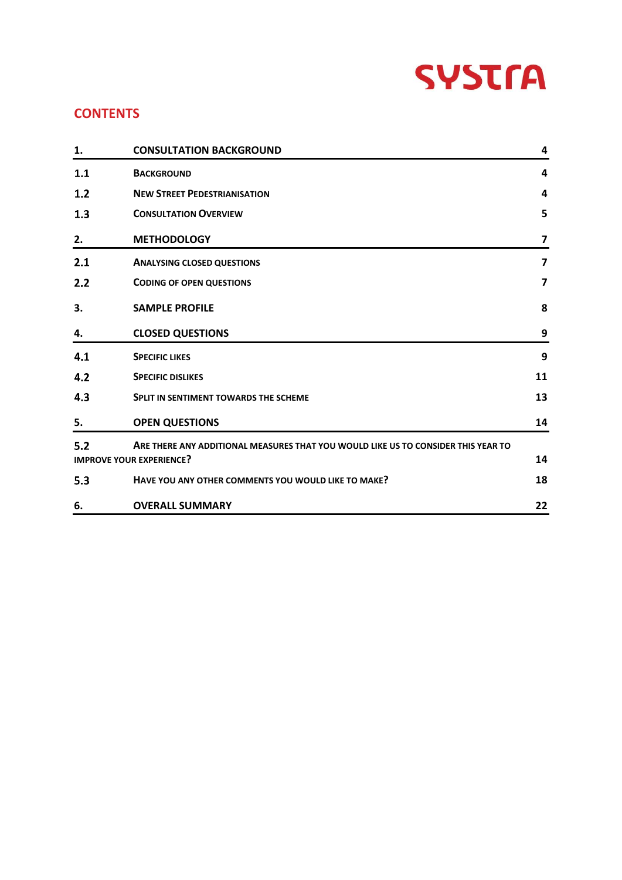## CONTENTS

| | | |
|---|---|---|
| 1. | CONSULTATION BACKGROUND | 4 |
| 1.1 | BACKGROUND | 4 |
| 1.2 | NEW STREET PEDESTRIANISATION | 4 |
| 1.3 | CONSULTATION OVERVIEW | 5 |
| 2. | METHODOLOGY | 7 |
| 2.1 | ANALYSING CLOSED QUESTIONS | 7 |
| 2.2 | CODING OF OPEN QUESTIONS | 7 |
| 3. | SAMPLE PROFILE | 8 |
| 4. | CLOSED QUESTIONS | 9 |
| 4.1 | SPECIFIC LIKES | 9 |
| 4.2 | SPECIFIC DISLIKES | 11 |
| 4.3 | SPLIT IN SENTIMENT TOWARDS THE SCHEME | 13 |
| 5. | OPEN QUESTIONS | 14 |
| 5.2 | ARE THERE ANY ADDITIONAL MEASURES THAT YOU WOULD LIKE US TO CONSIDER THIS YEAR TO IMPROVE YOUR EXPERIENCE? | 14 |
| 5.3 | HAVE YOU ANY OTHER COMMENTS YOU WOULD LIKE TO MAKE? | 18 |
| 6. | OVERALL SUMMARY | 22 |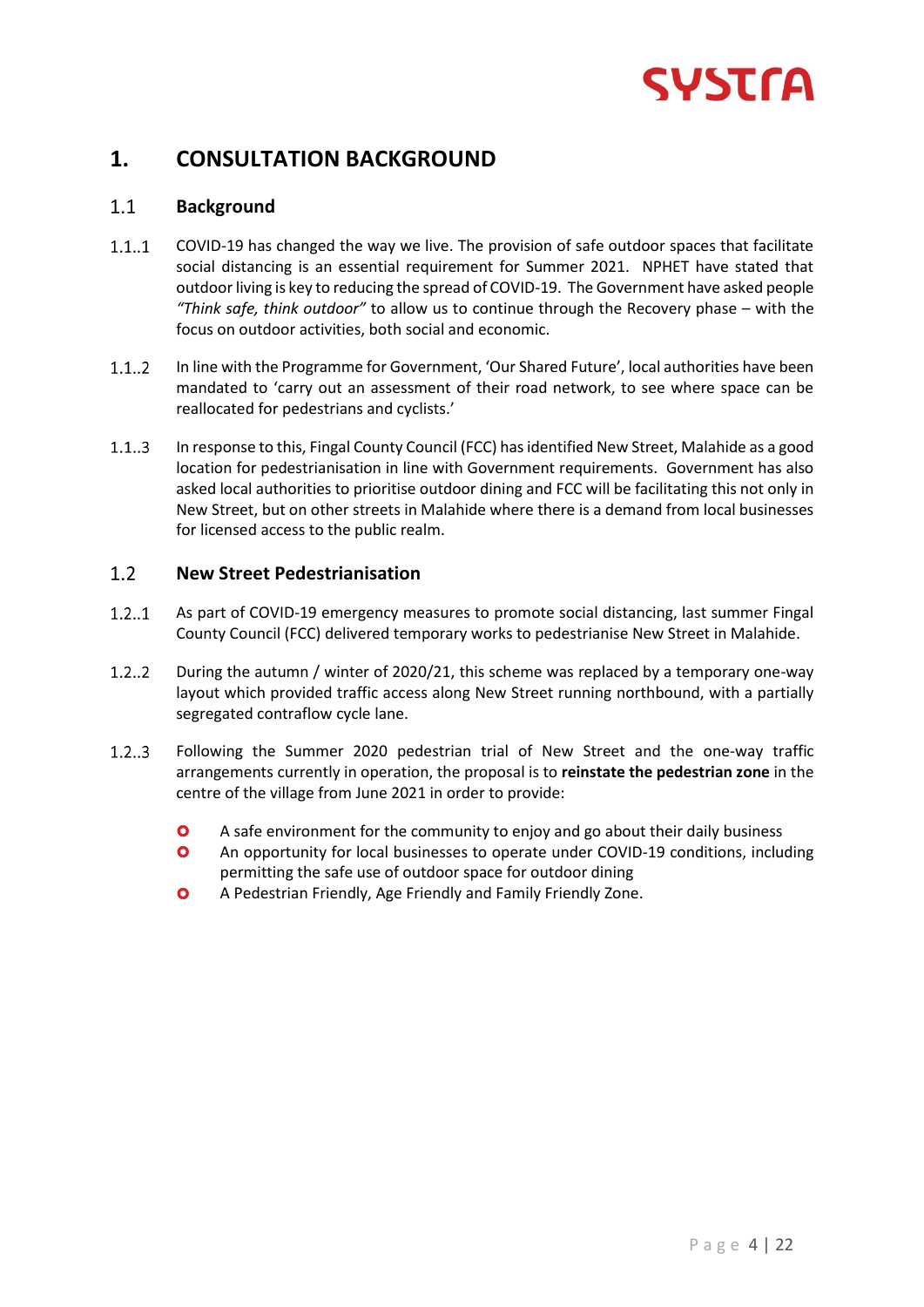# 1. CONSULTATION BACKGROUND

## 1.1 Background

1.1..1 COVID-19 has changed the way we live. The provision of safe outdoor spaces that facilitate social distancing is an essential requirement for Summer 2021. NPHET have stated that outdoor living is key to reducing the spread of COVID-19. The Government have asked people *"Think safe, think outdoor"* to allow us to continue through the Recovery phase – with the focus on outdoor activities, both social and economic.

1.1..2 In line with the Programme for Government, 'Our Shared Future', local authorities have been mandated to 'carry out an assessment of their road network, to see where space can be reallocated for pedestrians and cyclists.'

1.1..3 In response to this, Fingal County Council (FCC) has identified New Street, Malahide as a good location for pedestrianisation in line with Government requirements. Government has also asked local authorities to prioritise outdoor dining and FCC will be facilitating this not only in New Street, but on other streets in Malahide where there is a demand from local businesses for licensed access to the public realm.

## 1.2 New Street Pedestrianisation

1.2..1 As part of COVID-19 emergency measures to promote social distancing, last summer Fingal County Council (FCC) delivered temporary works to pedestrianise New Street in Malahide.

1.2..2 During the autumn / winter of 2020/21, this scheme was replaced by a temporary one-way layout which provided traffic access along New Street running northbound, with a partially segregated contraflow cycle lane.

1.2..3 Following the Summer 2020 pedestrian trial of New Street and the one-way traffic arrangements currently in operation, the proposal is to **reinstate the pedestrian zone** in the centre of the village from June 2021 in order to provide:

- A safe environment for the community to enjoy and go about their daily business
- An opportunity for local businesses to operate under COVID-19 conditions, including permitting the safe use of outdoor space for outdoor dining
- A Pedestrian Friendly, Age Friendly and Family Friendly Zone.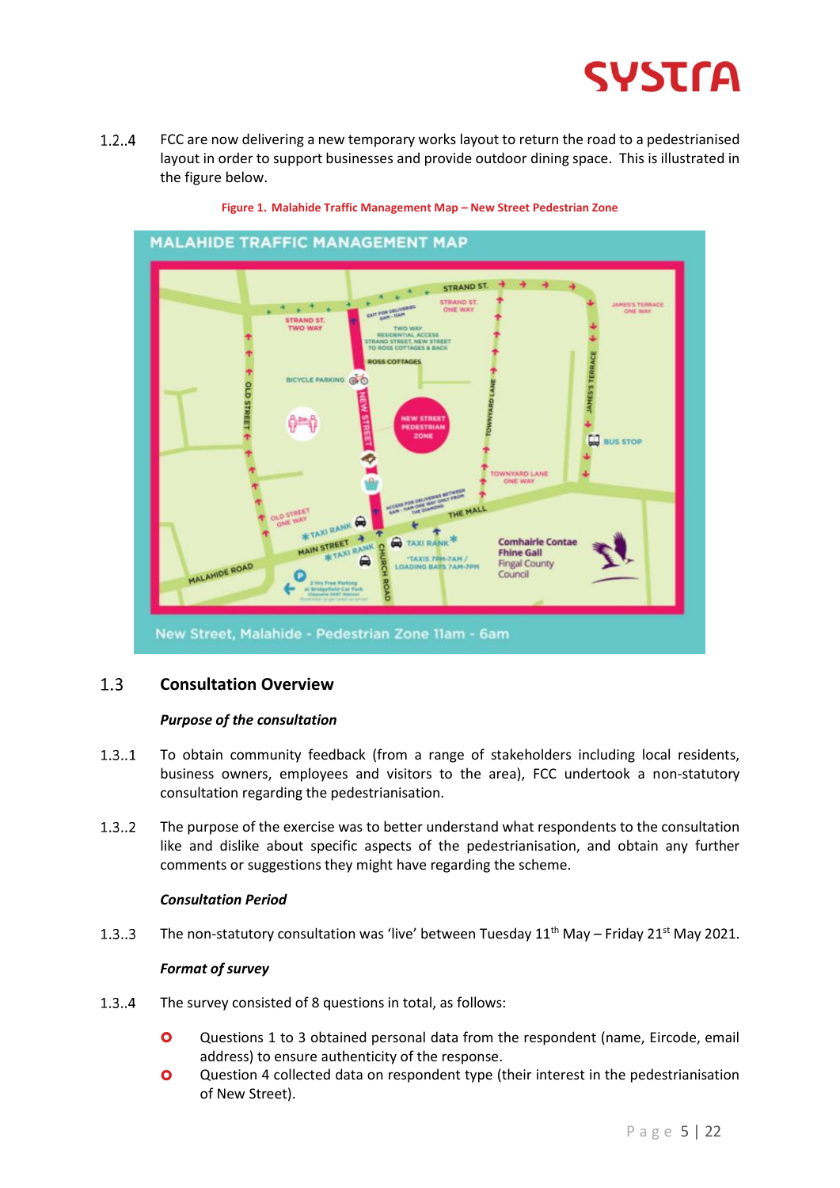1.2..4 FCC are now delivering a new temporary works layout to return the road to a pedestrianised layout in order to support businesses and provide outdoor dining space. This is illustrated in the figure below.

**Figure 1. Malahide Traffic Management Map – New Street Pedestrian Zone**

## 1.3 Consultation Overview

***Purpose of the consultation***

1.3..1 To obtain community feedback (from a range of stakeholders including local residents, business owners, employees and visitors to the area), FCC undertook a non-statutory consultation regarding the pedestrianisation.

1.3..2 The purpose of the exercise was to better understand what respondents to the consultation like and dislike about specific aspects of the pedestrianisation, and obtain any further comments or suggestions they might have regarding the scheme.

***Consultation Period***

1.3..3 The non-statutory consultation was 'live' between Tuesday 11th May – Friday 21st May 2021.

***Format of survey***

1.3..4 The survey consisted of 8 questions in total, as follows:

- Questions 1 to 3 obtained personal data from the respondent (name, Eircode, email address) to ensure authenticity of the response.
- Question 4 collected data on respondent type (their interest in the pedestrianisation of New Street).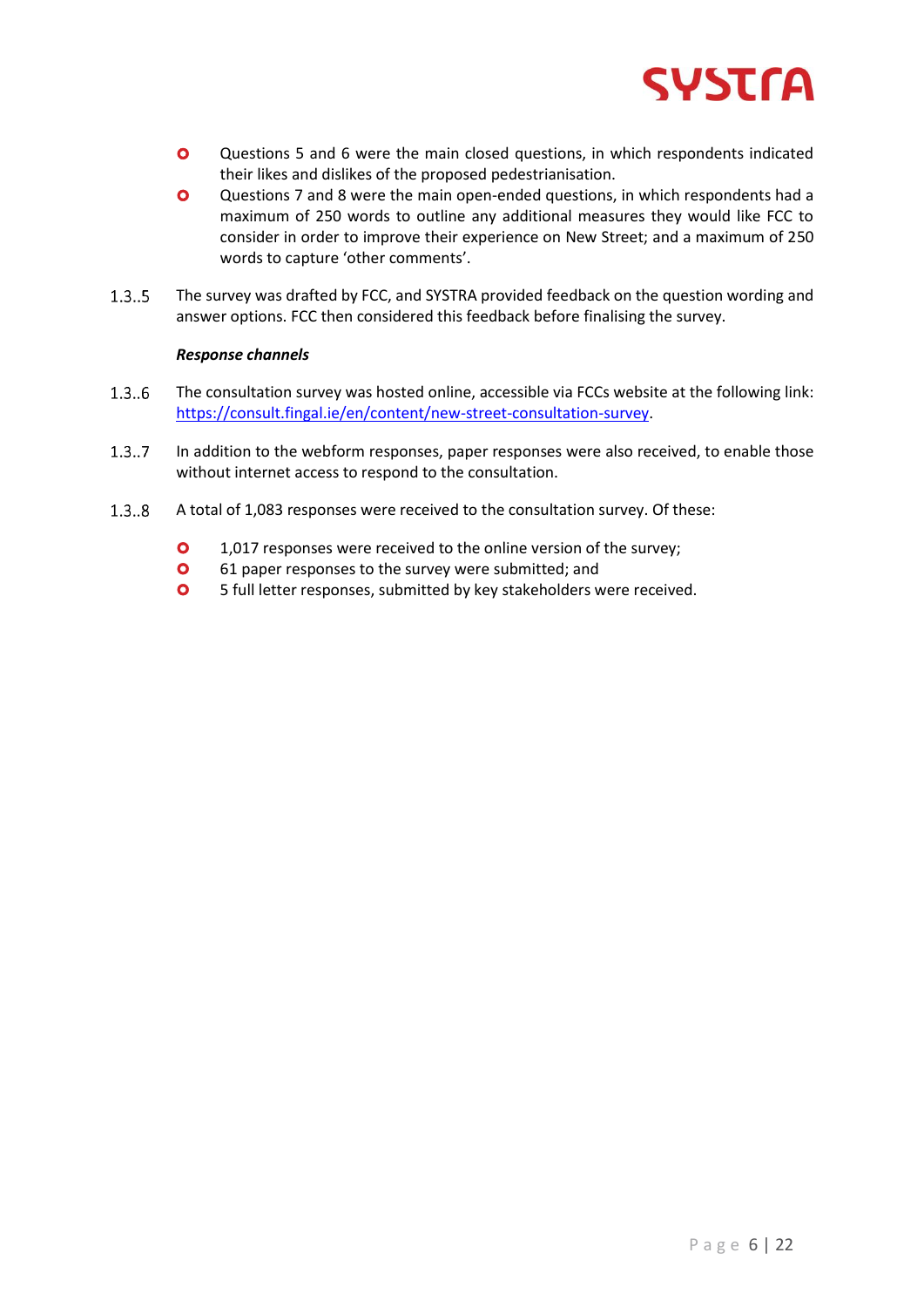- Questions 5 and 6 were the main closed questions, in which respondents indicated their likes and dislikes of the proposed pedestrianisation.
- Questions 7 and 8 were the main open-ended questions, in which respondents had a maximum of 250 words to outline any additional measures they would like FCC to consider in order to improve their experience on New Street; and a maximum of 250 words to capture 'other comments'.

1.3..5 The survey was drafted by FCC, and SYSTRA provided feedback on the question wording and answer options. FCC then considered this feedback before finalising the survey.

***Response channels***

1.3..6 The consultation survey was hosted online, accessible via FCCs website at the following link: [https://consult.fingal.ie/en/content/new-street-consultation-survey](https://consult.fingal.ie/en/content/new-street-consultation-survey).

1.3..7 In addition to the webform responses, paper responses were also received, to enable those without internet access to respond to the consultation.

1.3..8 A total of 1,083 responses were received to the consultation survey. Of these:

- 1,017 responses were received to the online version of the survey;
- 61 paper responses to the survey were submitted; and
- 5 full letter responses, submitted by key stakeholders were received.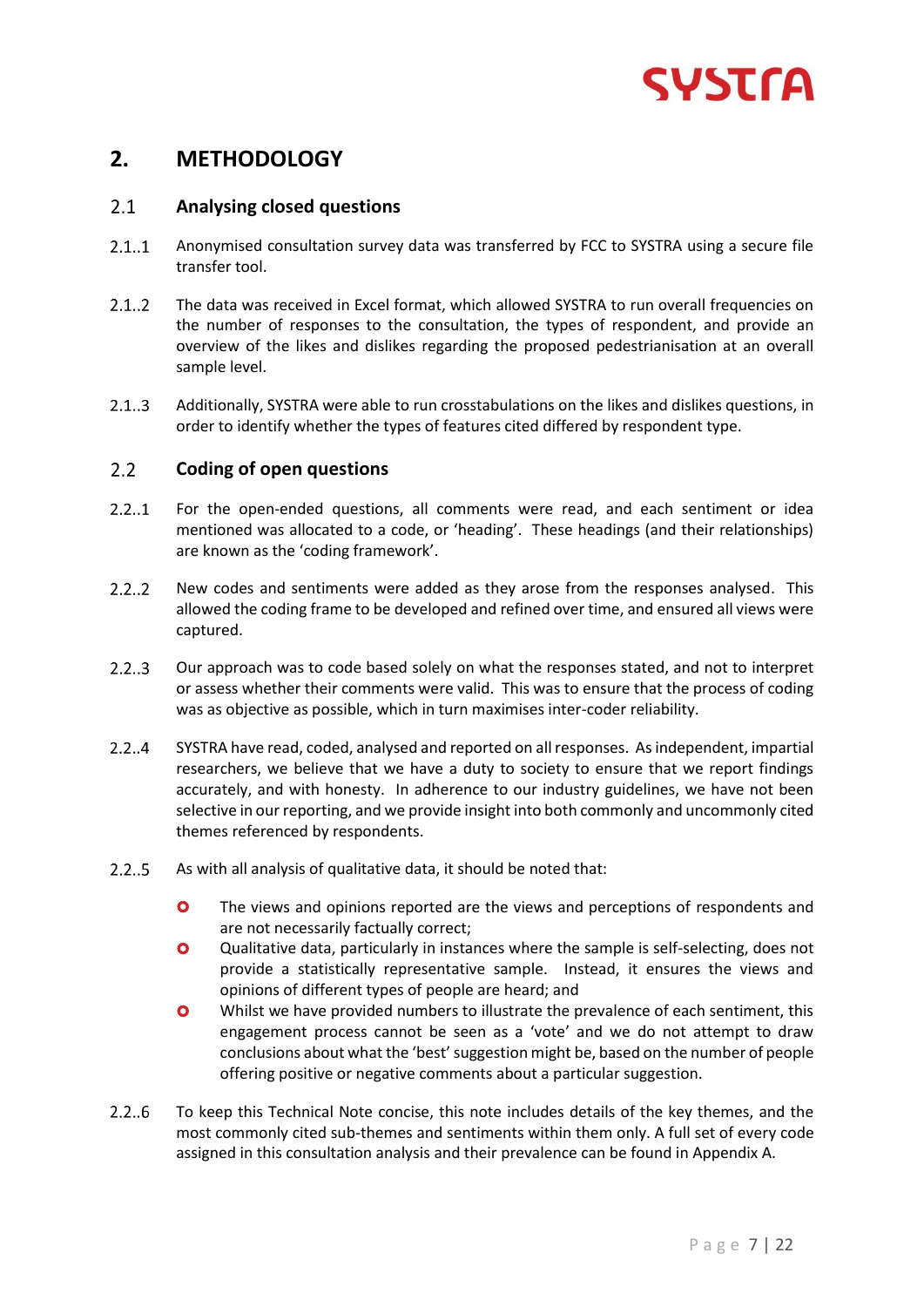# 2. METHODOLOGY

## 2.1 Analysing closed questions

2.1..1 Anonymised consultation survey data was transferred by FCC to SYSTRA using a secure file transfer tool.

2.1..2 The data was received in Excel format, which allowed SYSTRA to run overall frequencies on the number of responses to the consultation, the types of respondent, and provide an overview of the likes and dislikes regarding the proposed pedestrianisation at an overall sample level.

2.1..3 Additionally, SYSTRA were able to run crosstabulations on the likes and dislikes questions, in order to identify whether the types of features cited differed by respondent type.

## 2.2 Coding of open questions

2.2..1 For the open-ended questions, all comments were read, and each sentiment or idea mentioned was allocated to a code, or 'heading'. These headings (and their relationships) are known as the 'coding framework'.

2.2..2 New codes and sentiments were added as they arose from the responses analysed. This allowed the coding frame to be developed and refined over time, and ensured all views were captured.

2.2..3 Our approach was to code based solely on what the responses stated, and not to interpret or assess whether their comments were valid. This was to ensure that the process of coding was as objective as possible, which in turn maximises inter-coder reliability.

2.2..4 SYSTRA have read, coded, analysed and reported on all responses. As independent, impartial researchers, we believe that we have a duty to society to ensure that we report findings accurately, and with honesty. In adherence to our industry guidelines, we have not been selective in our reporting, and we provide insight into both commonly and uncommonly cited themes referenced by respondents.

2.2..5 As with all analysis of qualitative data, it should be noted that:

- The views and opinions reported are the views and perceptions of respondents and are not necessarily factually correct;
- Qualitative data, particularly in instances where the sample is self-selecting, does not provide a statistically representative sample. Instead, it ensures the views and opinions of different types of people are heard; and
- Whilst we have provided numbers to illustrate the prevalence of each sentiment, this engagement process cannot be seen as a 'vote' and we do not attempt to draw conclusions about what the 'best' suggestion might be, based on the number of people offering positive or negative comments about a particular suggestion.

2.2..6 To keep this Technical Note concise, this note includes details of the key themes, and the most commonly cited sub-themes and sentiments within them only. A full set of every code assigned in this consultation analysis and their prevalence can be found in Appendix A.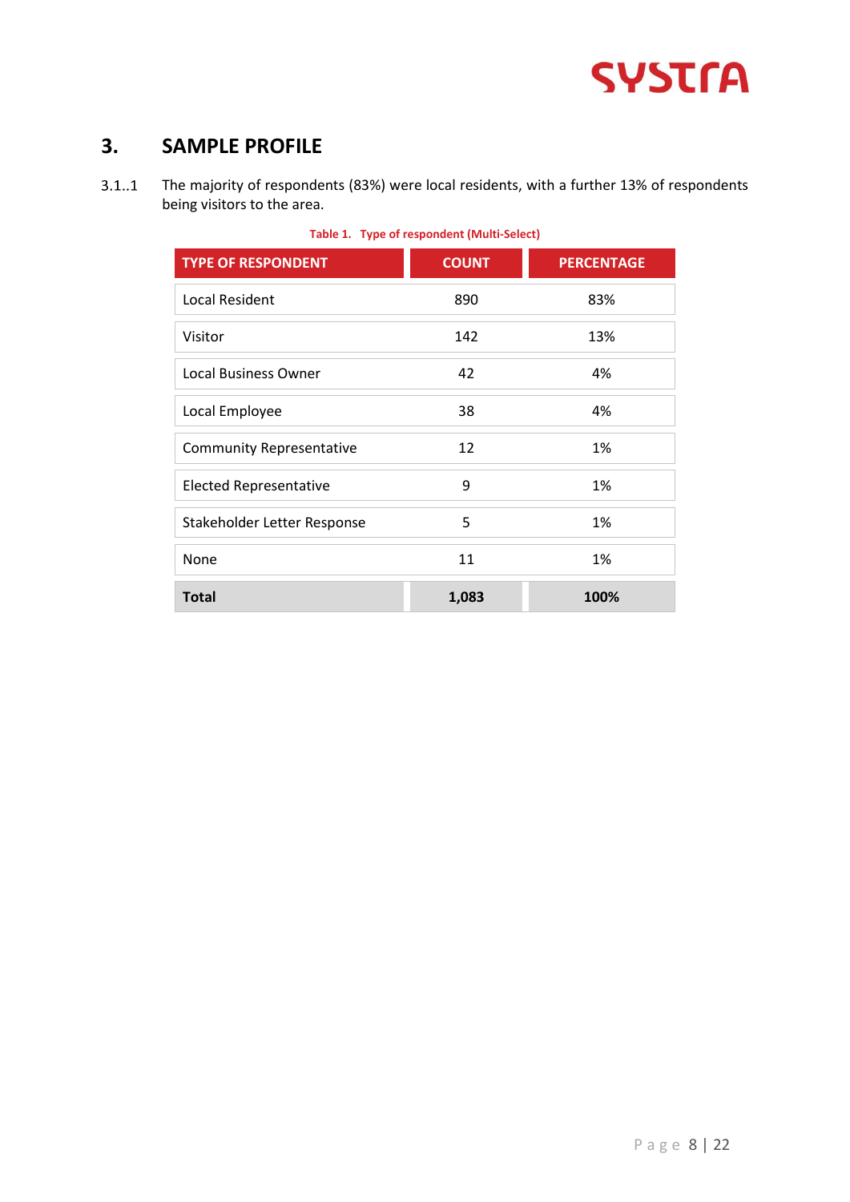# 3. SAMPLE PROFILE

3.1..1 The majority of respondents (83%) were local residents, with a further 13% of respondents being visitors to the area.

**Table 1. Type of respondent (Multi-Select)**

| TYPE OF RESPONDENT | COUNT | PERCENTAGE |
|---|---|---|
| Local Resident | 890 | 83% |
| Visitor | 142 | 13% |
| Local Business Owner | 42 | 4% |
| Local Employee | 38 | 4% |
| Community Representative | 12 | 1% |
| Elected Representative | 9 | 1% |
| Stakeholder Letter Response | 5 | 1% |
| None | 11 | 1% |
| **Total** | **1,083** | **100%** |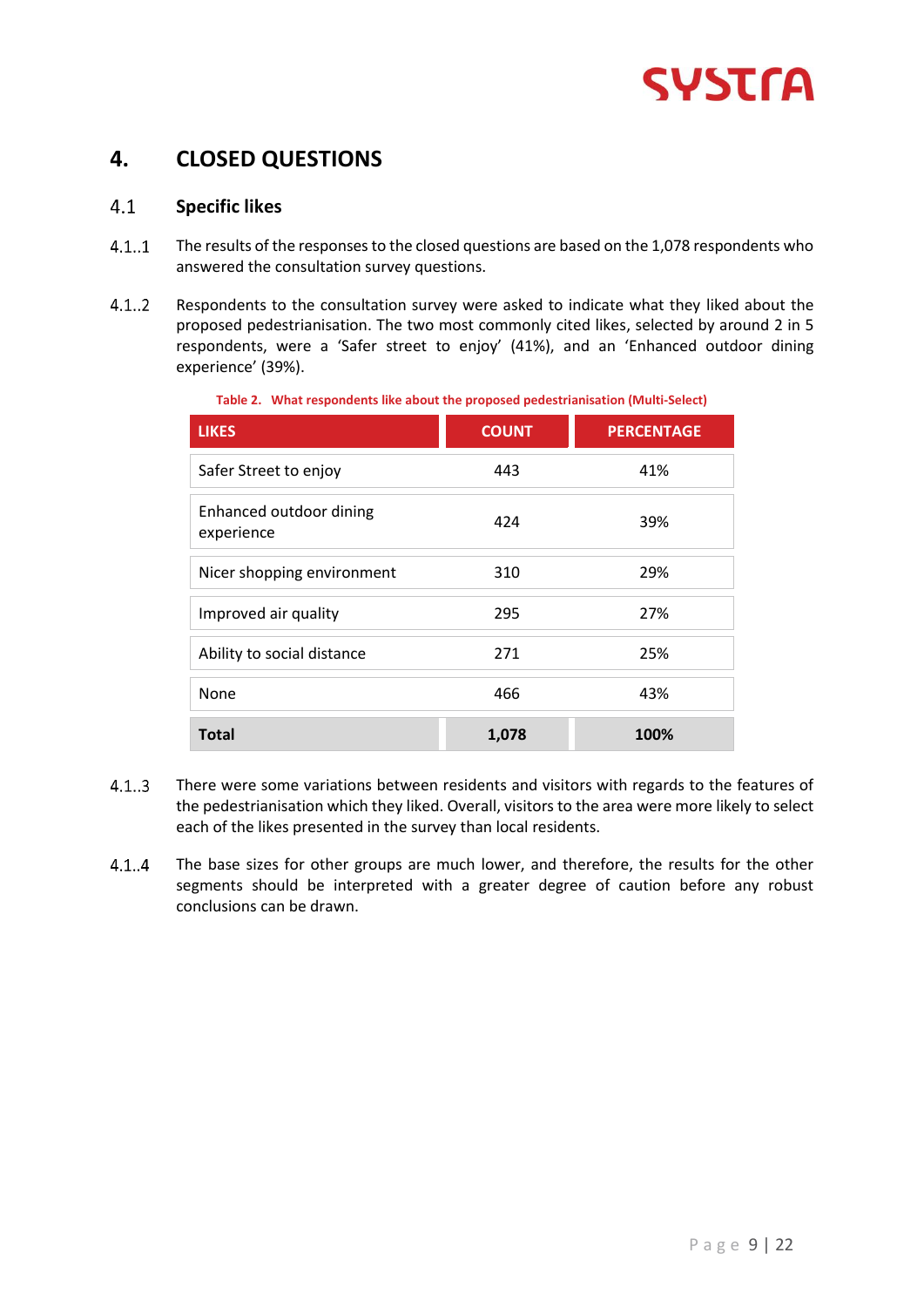# 4. CLOSED QUESTIONS

## 4.1 Specific likes

4.1..1 The results of the responses to the closed questions are based on the 1,078 respondents who answered the consultation survey questions.

4.1..2 Respondents to the consultation survey were asked to indicate what they liked about the proposed pedestrianisation. The two most commonly cited likes, selected by around 2 in 5 respondents, were a 'Safer street to enjoy' (41%), and an 'Enhanced outdoor dining experience' (39%).

**Table 2. What respondents like about the proposed pedestrianisation (Multi-Select)**

| LIKES | COUNT | PERCENTAGE |
|---|---|---|
| Safer Street to enjoy | 443 | 41% |
| Enhanced outdoor dining experience | 424 | 39% |
| Nicer shopping environment | 310 | 29% |
| Improved air quality | 295 | 27% |
| Ability to social distance | 271 | 25% |
| None | 466 | 43% |
| **Total** | **1,078** | **100%** |

4.1..3 There were some variations between residents and visitors with regards to the features of the pedestrianisation which they liked. Overall, visitors to the area were more likely to select each of the likes presented in the survey than local residents.

4.1..4 The base sizes for other groups are much lower, and therefore, the results for the other segments should be interpreted with a greater degree of caution before any robust conclusions can be drawn.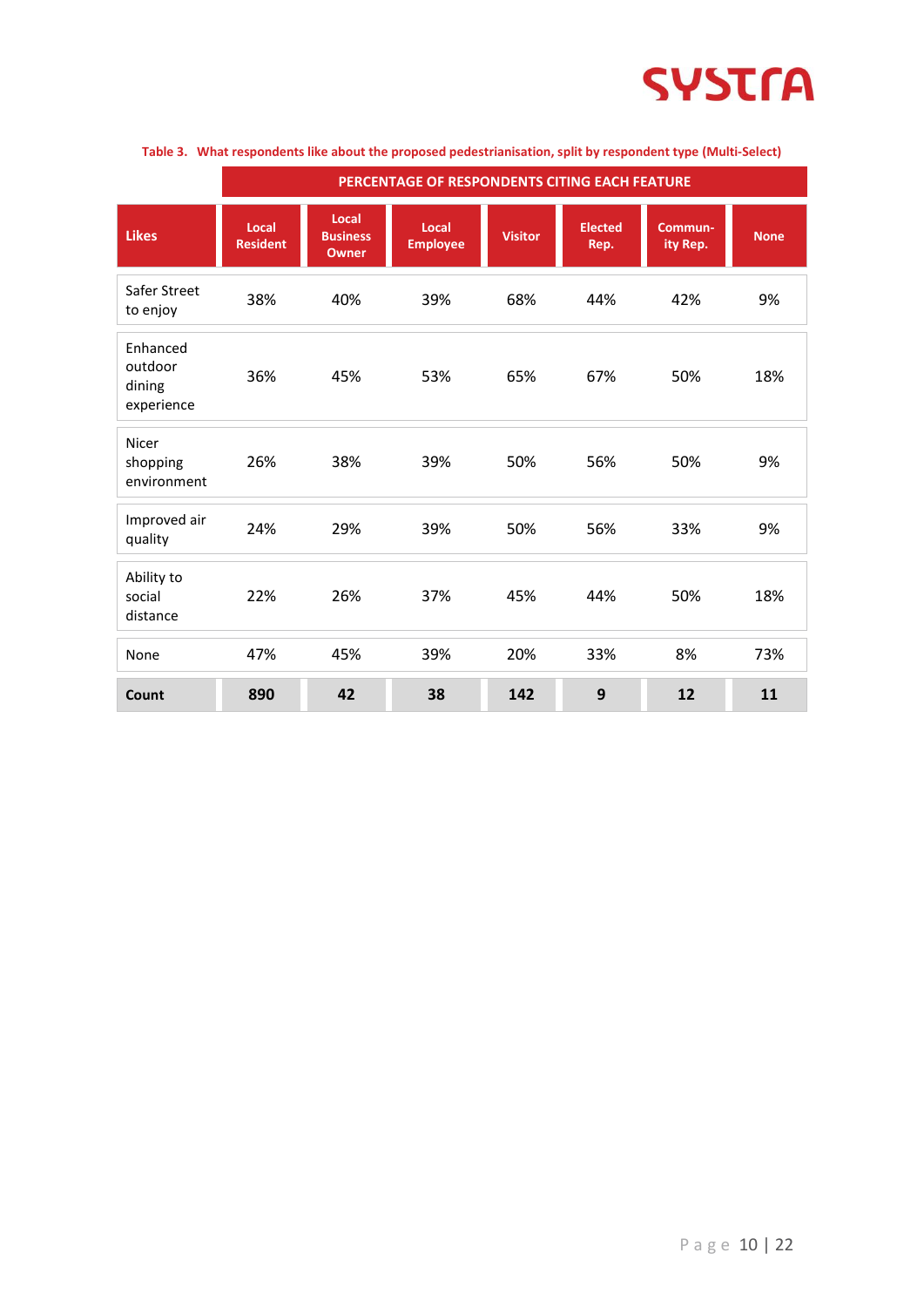Table 3. What respondents like about the proposed pedestrianisation, split by respondent type (Multi-Select)

| | PERCENTAGE OF RESPONDENTS CITING EACH FEATURE | | | | | | |
|---|---|---|---|---|---|---|---|
| **Likes** | **Local Resident** | **Local Business Owner** | **Local Employee** | **Visitor** | **Elected Rep.** | **Commun-ity Rep.** | **None** |
| Safer Street to enjoy | 38% | 40% | 39% | 68% | 44% | 42% | 9% |
| Enhanced outdoor dining experience | 36% | 45% | 53% | 65% | 67% | 50% | 18% |
| Nicer shopping environment | 26% | 38% | 39% | 50% | 56% | 50% | 9% |
| Improved air quality | 24% | 29% | 39% | 50% | 56% | 33% | 9% |
| Ability to social distance | 22% | 26% | 37% | 45% | 44% | 50% | 18% |
| None | 47% | 45% | 39% | 20% | 33% | 8% | 73% |
| **Count** | **890** | **42** | **38** | **142** | **9** | **12** | **11** |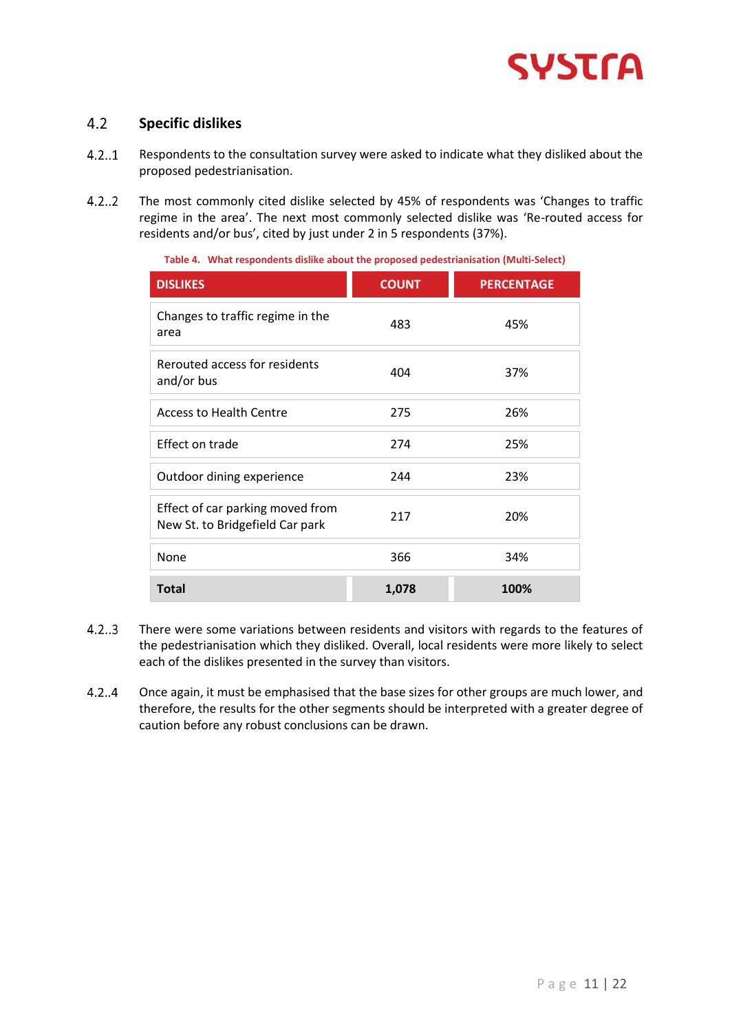## 4.2 Specific dislikes

4.2..1 Respondents to the consultation survey were asked to indicate what they disliked about the proposed pedestrianisation.

4.2..2 The most commonly cited dislike selected by 45% of respondents was 'Changes to traffic regime in the area'. The next most commonly selected dislike was 'Re-routed access for residents and/or bus', cited by just under 2 in 5 respondents (37%).

**Table 4. What respondents dislike about the proposed pedestrianisation (Multi-Select)**

| DISLIKES | COUNT | PERCENTAGE |
|---|---|---|
| Changes to traffic regime in the area | 483 | 45% |
| Rerouted access for residents and/or bus | 404 | 37% |
| Access to Health Centre | 275 | 26% |
| Effect on trade | 274 | 25% |
| Outdoor dining experience | 244 | 23% |
| Effect of car parking moved from New St. to Bridgefield Car park | 217 | 20% |
| None | 366 | 34% |
| **Total** | **1,078** | **100%** |

4.2..3 There were some variations between residents and visitors with regards to the features of the pedestrianisation which they disliked. Overall, local residents were more likely to select each of the dislikes presented in the survey than visitors.

4.2..4 Once again, it must be emphasised that the base sizes for other groups are much lower, and therefore, the results for the other segments should be interpreted with a greater degree of caution before any robust conclusions can be drawn.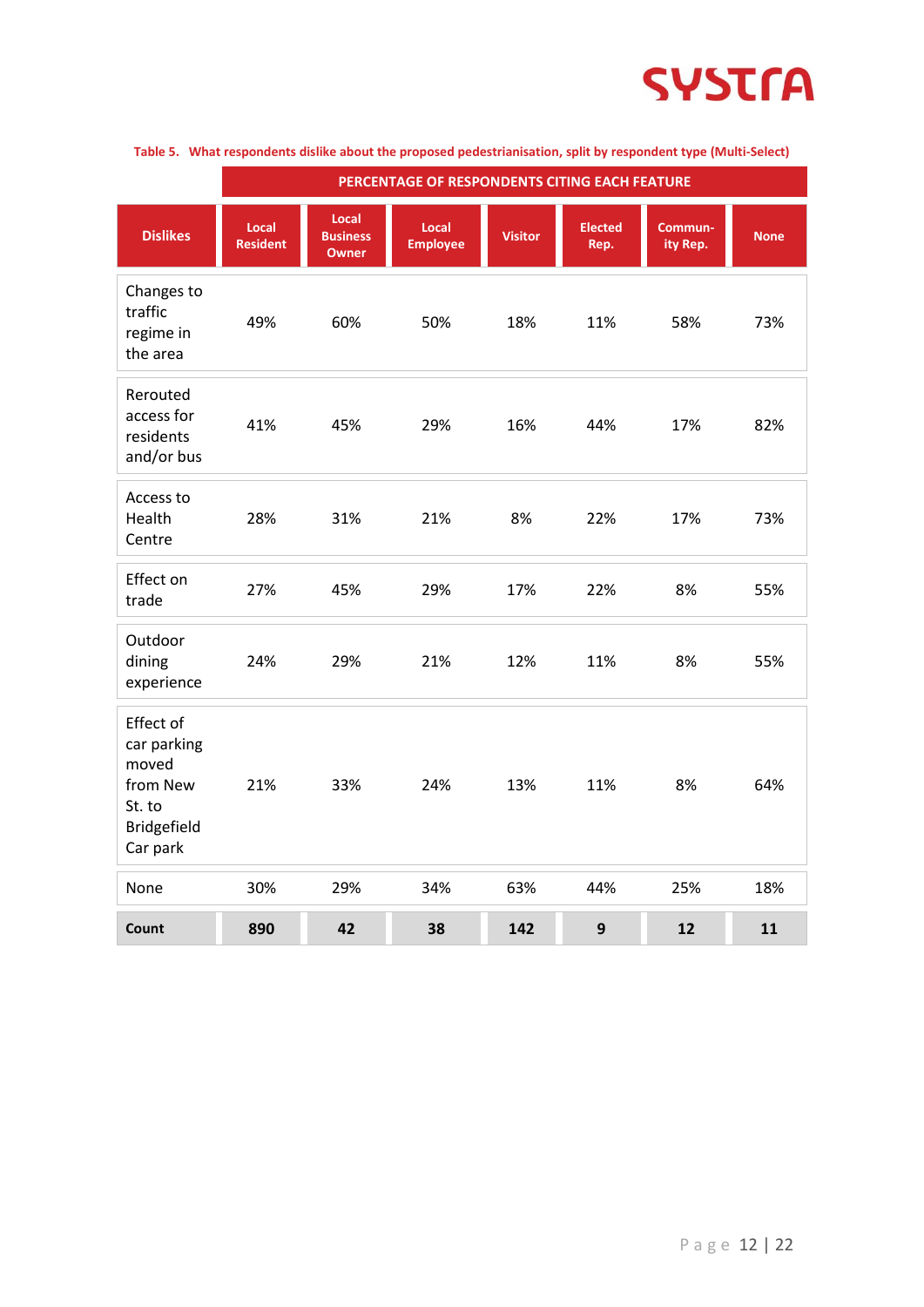Table 5. What respondents dislike about the proposed pedestrianisation, split by respondent type (Multi-Select)

| | PERCENTAGE OF RESPONDENTS CITING EACH FEATURE | | | | | | |
|---|---|---|---|---|---|---|---|
| **Dislikes** | **Local Resident** | **Local Business Owner** | **Local Employee** | **Visitor** | **Elected Rep.** | **Commun-ity Rep.** | **None** |
| Changes to traffic regime in the area | 49% | 60% | 50% | 18% | 11% | 58% | 73% |
| Rerouted access for residents and/or bus | 41% | 45% | 29% | 16% | 44% | 17% | 82% |
| Access to Health Centre | 28% | 31% | 21% | 8% | 22% | 17% | 73% |
| Effect on trade | 27% | 45% | 29% | 17% | 22% | 8% | 55% |
| Outdoor dining experience | 24% | 29% | 21% | 12% | 11% | 8% | 55% |
| Effect of car parking moved from New St. to Bridgefield Car park | 21% | 33% | 24% | 13% | 11% | 8% | 64% |
| None | 30% | 29% | 34% | 63% | 44% | 25% | 18% |
| **Count** | **890** | **42** | **38** | **142** | **9** | **12** | **11** |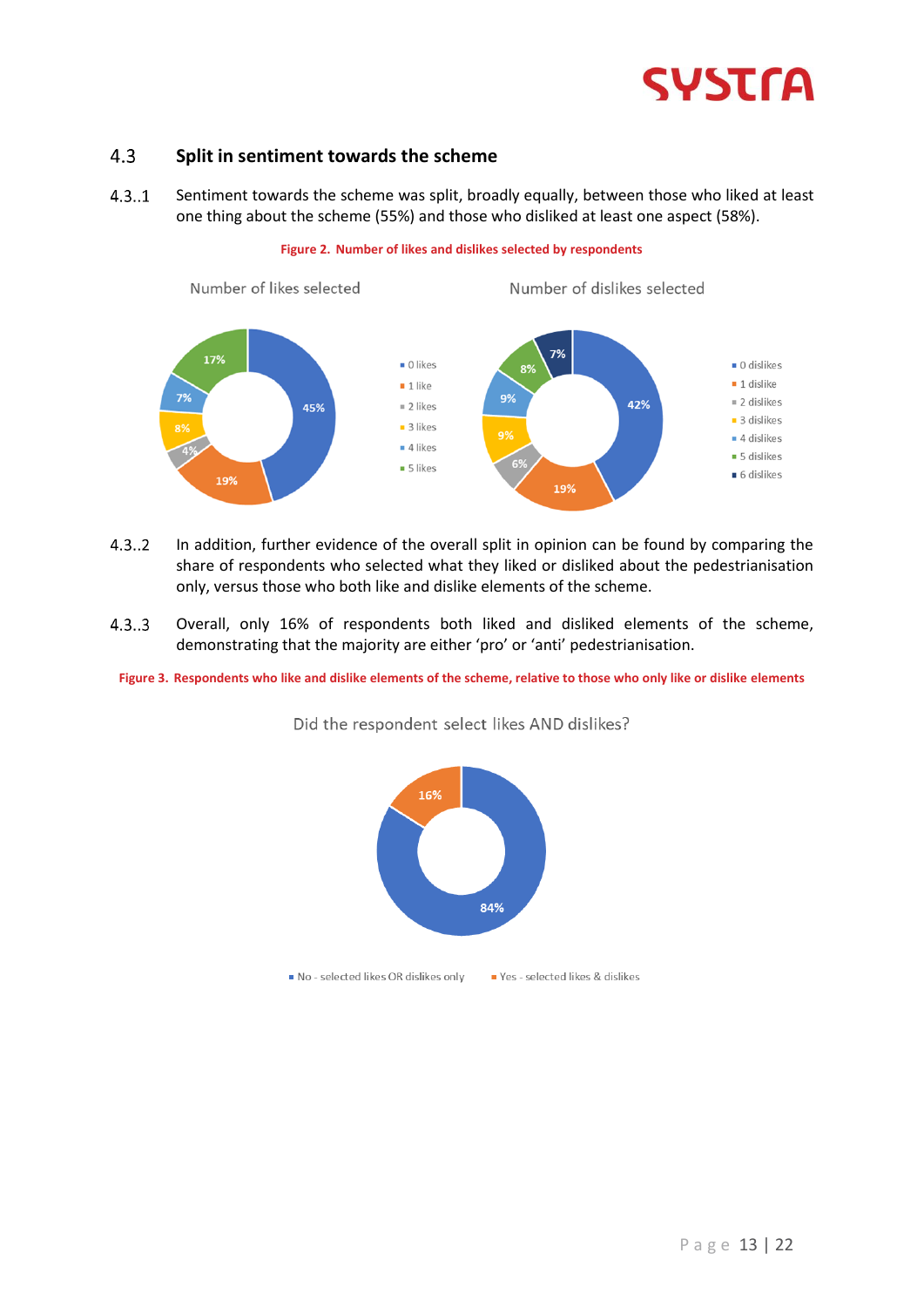## 4.3 Split in sentiment towards the scheme

4.3..1 Sentiment towards the scheme was split, broadly equally, between those who liked at least one thing about the scheme (55%) and those who disliked at least one aspect (58%).

**Figure 2. Number of likes and dislikes selected by respondents**

4.3..2 In addition, further evidence of the overall split in opinion can be found by comparing the share of respondents who selected what they liked or disliked about the pedestrianisation only, versus those who both like and dislike elements of the scheme.

4.3..3 Overall, only 16% of respondents both liked and disliked elements of the scheme, demonstrating that the majority are either 'pro' or 'anti' pedestrianisation.

**Figure 3. Respondents who like and dislike elements of the scheme, relative to those who only like or dislike elements**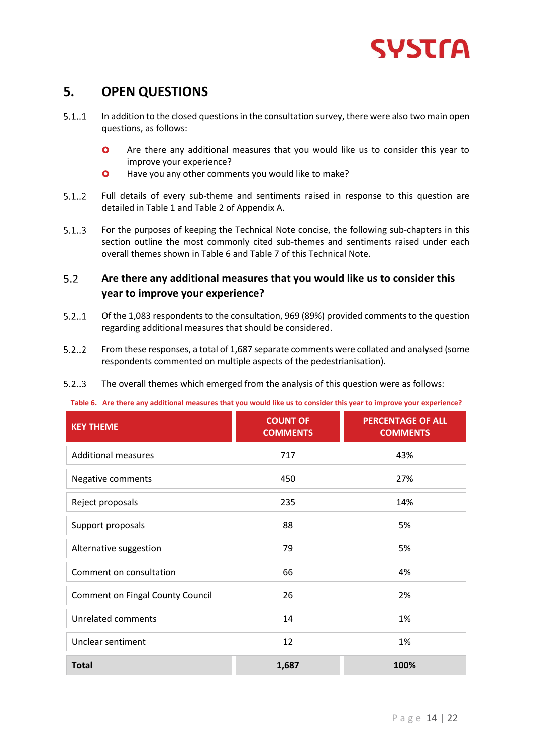# 5. OPEN QUESTIONS

5.1..1 In addition to the closed questions in the consultation survey, there were also two main open questions, as follows:

- Are there any additional measures that you would like us to consider this year to improve your experience?
- Have you any other comments you would like to make?

5.1..2 Full details of every sub-theme and sentiments raised in response to this question are detailed in Table 1 and Table 2 of Appendix A.

5.1..3 For the purposes of keeping the Technical Note concise, the following sub-chapters in this section outline the most commonly cited sub-themes and sentiments raised under each overall themes shown in Table 6 and Table 7 of this Technical Note.

## 5.2 Are there any additional measures that you would like us to consider this year to improve your experience?

5.2..1 Of the 1,083 respondents to the consultation, 969 (89%) provided comments to the question regarding additional measures that should be considered.

5.2..2 From these responses, a total of 1,687 separate comments were collated and analysed (some respondents commented on multiple aspects of the pedestrianisation).

5.2..3 The overall themes which emerged from the analysis of this question were as follows:

**Table 6. Are there any additional measures that you would like us to consider this year to improve your experience?**

| KEY THEME | COUNT OF COMMENTS | PERCENTAGE OF ALL COMMENTS |
|---|---|---|
| Additional measures | 717 | 43% |
| Negative comments | 450 | 27% |
| Reject proposals | 235 | 14% |
| Support proposals | 88 | 5% |
| Alternative suggestion | 79 | 5% |
| Comment on consultation | 66 | 4% |
| Comment on Fingal County Council | 26 | 2% |
| Unrelated comments | 14 | 1% |
| Unclear sentiment | 12 | 1% |
| **Total** | **1,687** | **100%** |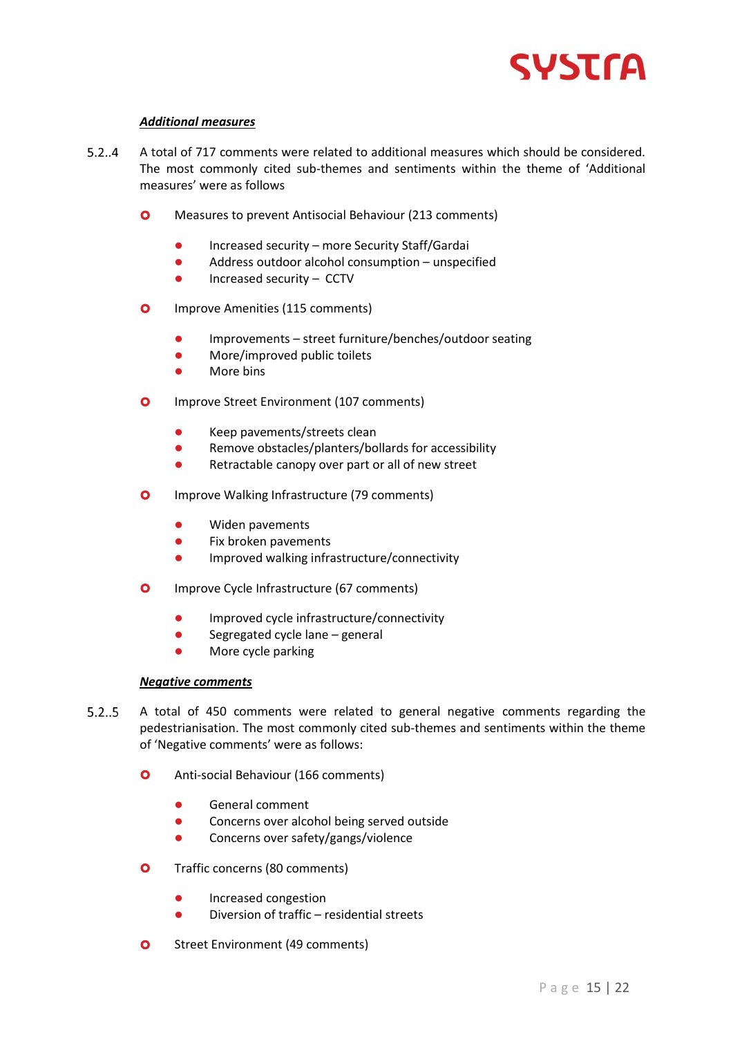***Additional measures***

5.2..4 A total of 717 comments were related to additional measures which should be considered. The most commonly cited sub-themes and sentiments within the theme of 'Additional measures' were as follows

- Measures to prevent Antisocial Behaviour (213 comments)
  - Increased security – more Security Staff/Gardai
  - Address outdoor alcohol consumption – unspecified
  - Increased security – CCTV
- Improve Amenities (115 comments)
  - Improvements – street furniture/benches/outdoor seating
  - More/improved public toilets
  - More bins
- Improve Street Environment (107 comments)
  - Keep pavements/streets clean
  - Remove obstacles/planters/bollards for accessibility
  - Retractable canopy over part or all of new street
- Improve Walking Infrastructure (79 comments)
  - Widen pavements
  - Fix broken pavements
  - Improved walking infrastructure/connectivity
- Improve Cycle Infrastructure (67 comments)
  - Improved cycle infrastructure/connectivity
  - Segregated cycle lane – general
  - More cycle parking

***Negative comments***

5.2..5 A total of 450 comments were related to general negative comments regarding the pedestrianisation. The most commonly cited sub-themes and sentiments within the theme of 'Negative comments' were as follows:

- Anti-social Behaviour (166 comments)
  - General comment
  - Concerns over alcohol being served outside
  - Concerns over safety/gangs/violence
- Traffic concerns (80 comments)
  - Increased congestion
  - Diversion of traffic – residential streets
- Street Environment (49 comments)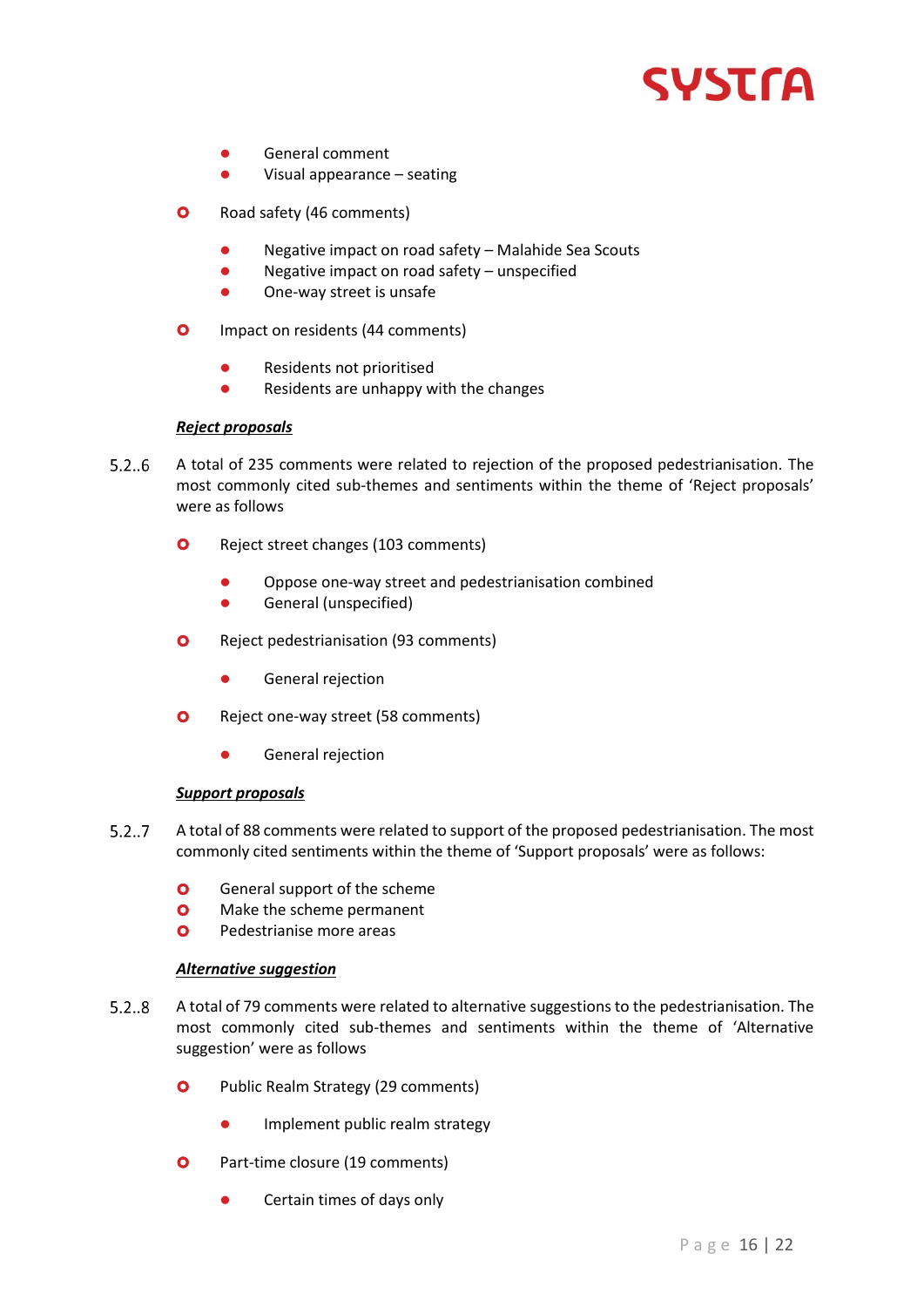- General comment
- Visual appearance – seating

- Road safety (46 comments)
  - Negative impact on road safety – Malahide Sea Scouts
  - Negative impact on road safety – unspecified
  - One-way street is unsafe

- Impact on residents (44 comments)
  - Residents not prioritised
  - Residents are unhappy with the changes

***Reject proposals***

5.2..6 A total of 235 comments were related to rejection of the proposed pedestrianisation. The most commonly cited sub-themes and sentiments within the theme of 'Reject proposals' were as follows

- Reject street changes (103 comments)
  - Oppose one-way street and pedestrianisation combined
  - General (unspecified)

- Reject pedestrianisation (93 comments)
  - General rejection

- Reject one-way street (58 comments)
  - General rejection

***Support proposals***

5.2..7 A total of 88 comments were related to support of the proposed pedestrianisation. The most commonly cited sentiments within the theme of 'Support proposals' were as follows:

- General support of the scheme
- Make the scheme permanent
- Pedestrianise more areas

***Alternative suggestion***

5.2..8 A total of 79 comments were related to alternative suggestions to the pedestrianisation. The most commonly cited sub-themes and sentiments within the theme of 'Alternative suggestion' were as follows

- Public Realm Strategy (29 comments)
  - Implement public realm strategy

- Part-time closure (19 comments)
  - Certain times of days only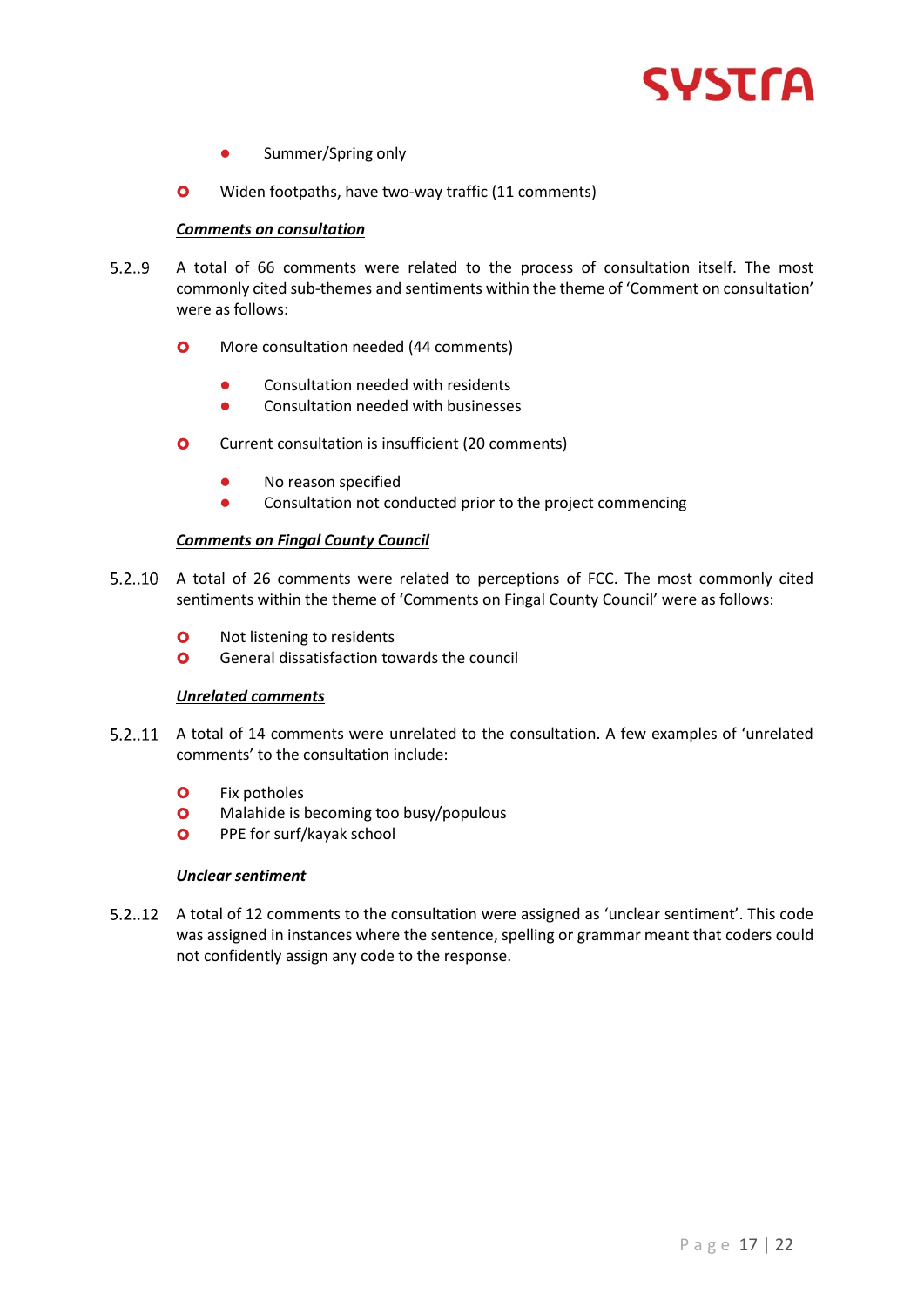- Summer/Spring only
- Widen footpaths, have two-way traffic (11 comments)

***Comments on consultation***

5.2..9 A total of 66 comments were related to the process of consultation itself. The most commonly cited sub-themes and sentiments within the theme of 'Comment on consultation' were as follows:

- More consultation needed (44 comments)
    - Consultation needed with residents
    - Consultation needed with businesses
- Current consultation is insufficient (20 comments)
    - No reason specified
    - Consultation not conducted prior to the project commencing

***Comments on Fingal County Council***

5.2..10 A total of 26 comments were related to perceptions of FCC. The most commonly cited sentiments within the theme of 'Comments on Fingal County Council' were as follows:

- Not listening to residents
- General dissatisfaction towards the council

***Unrelated comments***

5.2..11 A total of 14 comments were unrelated to the consultation. A few examples of 'unrelated comments' to the consultation include:

- Fix potholes
- Malahide is becoming too busy/populous
- PPE for surf/kayak school

***Unclear sentiment***

5.2..12 A total of 12 comments to the consultation were assigned as 'unclear sentiment'. This code was assigned in instances where the sentence, spelling or grammar meant that coders could not confidently assign any code to the response.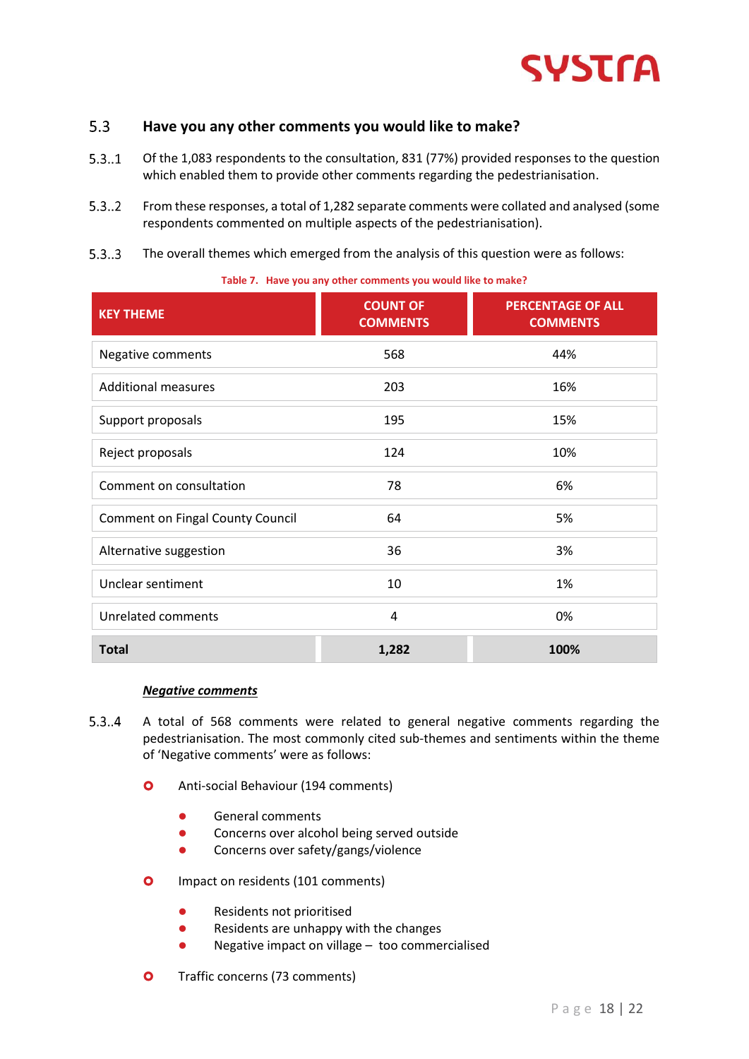## 5.3 Have you any other comments you would like to make?

5.3..1 Of the 1,083 respondents to the consultation, 831 (77%) provided responses to the question which enabled them to provide other comments regarding the pedestrianisation.

5.3..2 From these responses, a total of 1,282 separate comments were collated and analysed (some respondents commented on multiple aspects of the pedestrianisation).

5.3..3 The overall themes which emerged from the analysis of this question were as follows:

**Table 7. Have you any other comments you would like to make?**

| KEY THEME | COUNT OF COMMENTS | PERCENTAGE OF ALL COMMENTS |
|---|---|---|
| Negative comments | 568 | 44% |
| Additional measures | 203 | 16% |
| Support proposals | 195 | 15% |
| Reject proposals | 124 | 10% |
| Comment on consultation | 78 | 6% |
| Comment on Fingal County Council | 64 | 5% |
| Alternative suggestion | 36 | 3% |
| Unclear sentiment | 10 | 1% |
| Unrelated comments | 4 | 0% |
| **Total** | **1,282** | **100%** |

***Negative comments***

5.3..4 A total of 568 comments were related to general negative comments regarding the pedestrianisation. The most commonly cited sub-themes and sentiments within the theme of 'Negative comments' were as follows:

- Anti-social Behaviour (194 comments)
  - General comments
  - Concerns over alcohol being served outside
  - Concerns over safety/gangs/violence
- Impact on residents (101 comments)
  - Residents not prioritised
  - Residents are unhappy with the changes
  - Negative impact on village – too commercialised
- Traffic concerns (73 comments)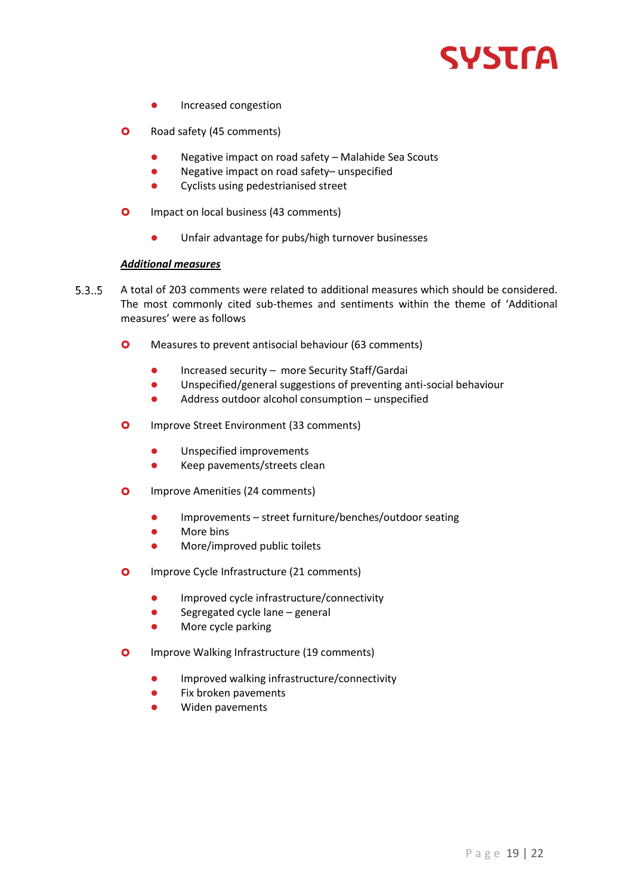- Increased congestion

- Road safety (45 comments)
  - Negative impact on road safety – Malahide Sea Scouts
  - Negative impact on road safety– unspecified
  - Cyclists using pedestrianised street

- Impact on local business (43 comments)
  - Unfair advantage for pubs/high turnover businesses

***Additional measures***

5.3..5 A total of 203 comments were related to additional measures which should be considered. The most commonly cited sub-themes and sentiments within the theme of 'Additional measures' were as follows

- Measures to prevent antisocial behaviour (63 comments)
  - Increased security – more Security Staff/Gardai
  - Unspecified/general suggestions of preventing anti-social behaviour
  - Address outdoor alcohol consumption – unspecified

- Improve Street Environment (33 comments)
  - Unspecified improvements
  - Keep pavements/streets clean

- Improve Amenities (24 comments)
  - Improvements – street furniture/benches/outdoor seating
  - More bins
  - More/improved public toilets

- Improve Cycle Infrastructure (21 comments)
  - Improved cycle infrastructure/connectivity
  - Segregated cycle lane – general
  - More cycle parking

- Improve Walking Infrastructure (19 comments)
  - Improved walking infrastructure/connectivity
  - Fix broken pavements
  - Widen pavements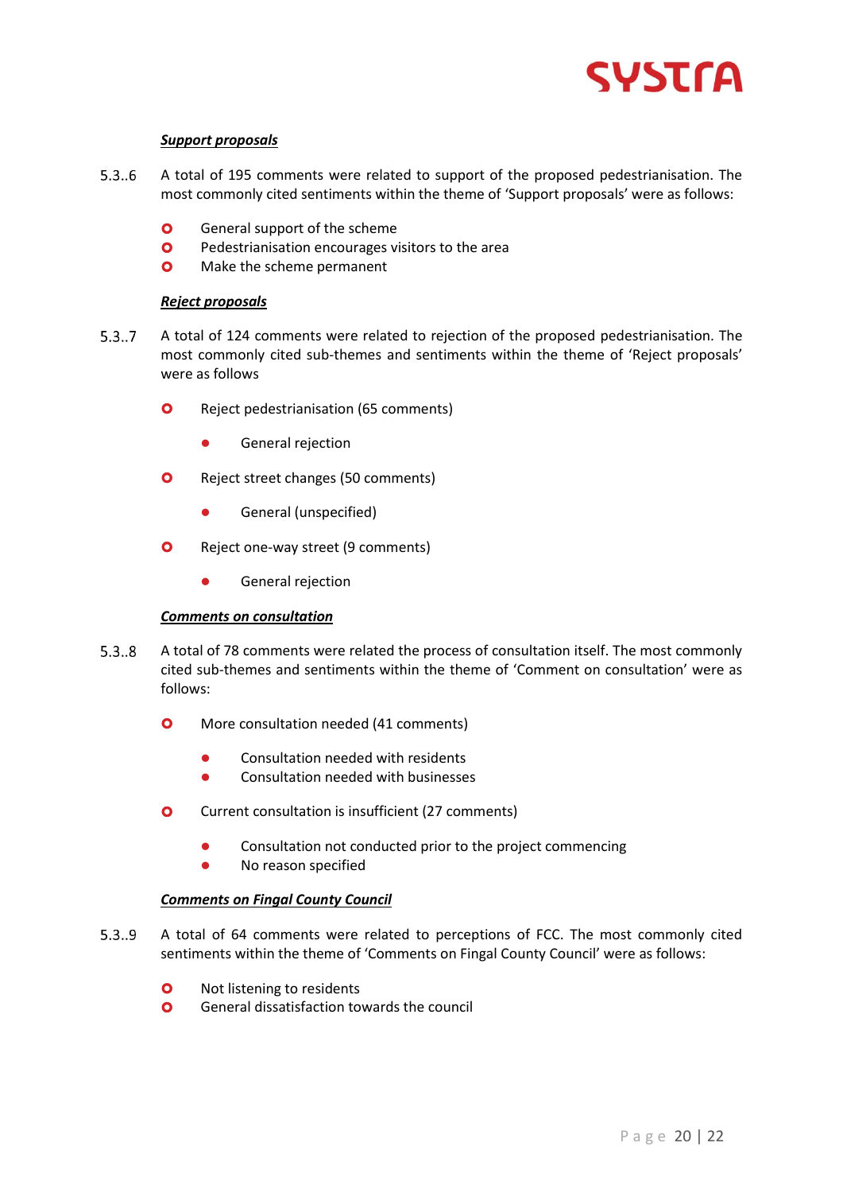***Support proposals***

5.3..6 A total of 195 comments were related to support of the proposed pedestrianisation. The most commonly cited sentiments within the theme of 'Support proposals' were as follows:

- General support of the scheme
- Pedestrianisation encourages visitors to the area
- Make the scheme permanent

***Reject proposals***

5.3..7 A total of 124 comments were related to rejection of the proposed pedestrianisation. The most commonly cited sub-themes and sentiments within the theme of 'Reject proposals' were as follows

- Reject pedestrianisation (65 comments)
  - General rejection
- Reject street changes (50 comments)
  - General (unspecified)
- Reject one-way street (9 comments)
  - General rejection

***Comments on consultation***

5.3..8 A total of 78 comments were related the process of consultation itself. The most commonly cited sub-themes and sentiments within the theme of 'Comment on consultation' were as follows:

- More consultation needed (41 comments)
  - Consultation needed with residents
  - Consultation needed with businesses
- Current consultation is insufficient (27 comments)
  - Consultation not conducted prior to the project commencing
  - No reason specified

***Comments on Fingal County Council***

5.3..9 A total of 64 comments were related to perceptions of FCC. The most commonly cited sentiments within the theme of 'Comments on Fingal County Council' were as follows:

- Not listening to residents
- General dissatisfaction towards the council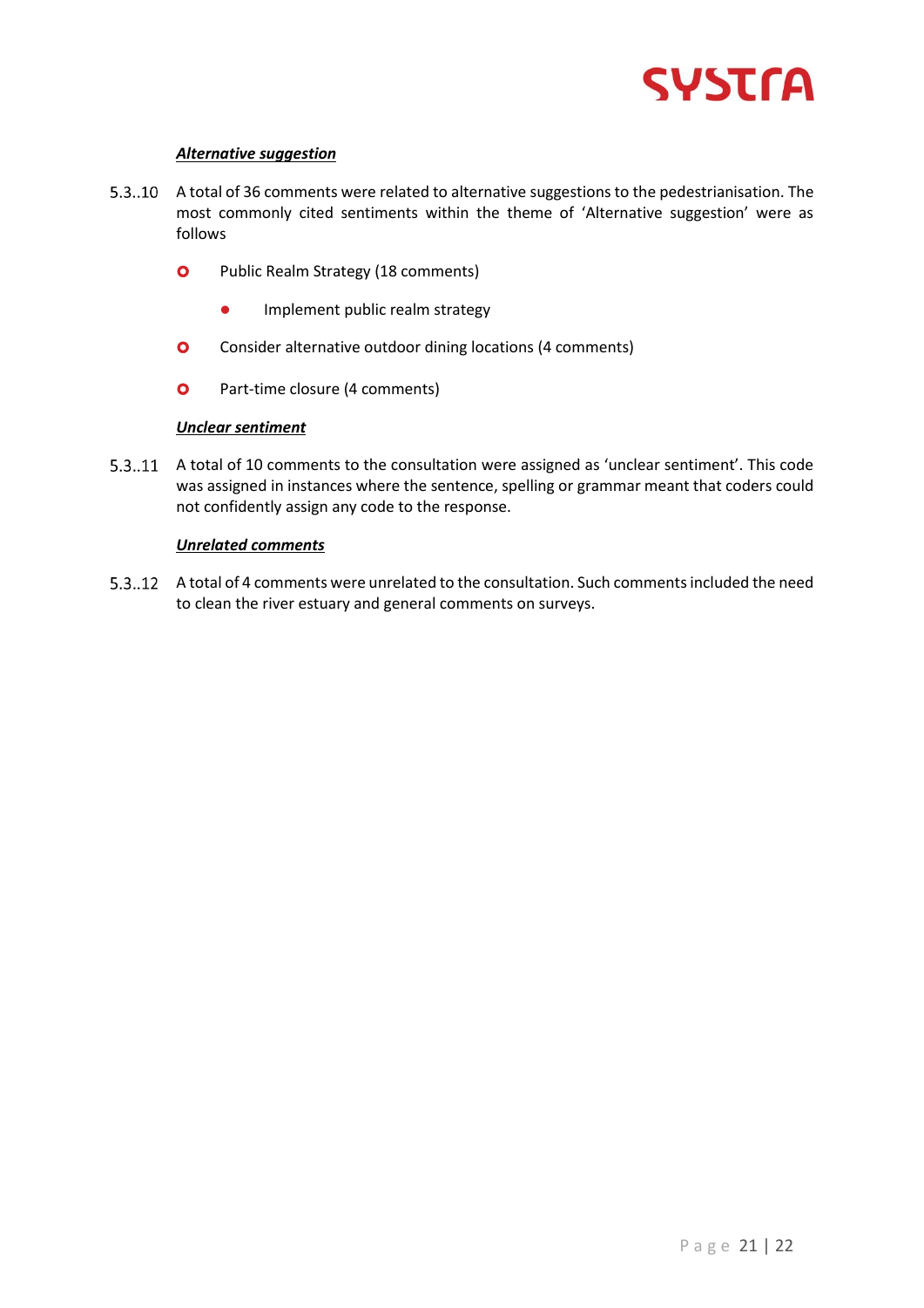***Alternative suggestion***

5.3..10 A total of 36 comments were related to alternative suggestions to the pedestrianisation. The most commonly cited sentiments within the theme of 'Alternative suggestion' were as follows

- Public Realm Strategy (18 comments)
  - Implement public realm strategy
- Consider alternative outdoor dining locations (4 comments)
- Part-time closure (4 comments)

***Unclear sentiment***

5.3..11 A total of 10 comments to the consultation were assigned as 'unclear sentiment'. This code was assigned in instances where the sentence, spelling or grammar meant that coders could not confidently assign any code to the response.

***Unrelated comments***

5.3..12 A total of 4 comments were unrelated to the consultation. Such comments included the need to clean the river estuary and general comments on surveys.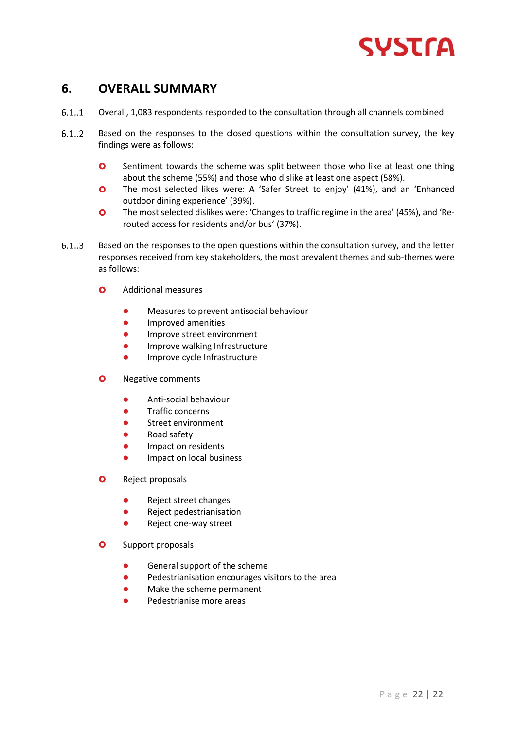# 6. OVERALL SUMMARY

6.1..1 Overall, 1,083 respondents responded to the consultation through all channels combined.

6.1..2 Based on the responses to the closed questions within the consultation survey, the key findings were as follows:

- Sentiment towards the scheme was split between those who like at least one thing about the scheme (55%) and those who dislike at least one aspect (58%).
- The most selected likes were: A 'Safer Street to enjoy' (41%), and an 'Enhanced outdoor dining experience' (39%).
- The most selected dislikes were: 'Changes to traffic regime in the area' (45%), and 'Re-routed access for residents and/or bus' (37%).

6.1..3 Based on the responses to the open questions within the consultation survey, and the letter responses received from key stakeholders, the most prevalent themes and sub-themes were as follows:

- Additional measures
  - Measures to prevent antisocial behaviour
  - Improved amenities
  - Improve street environment
  - Improve walking Infrastructure
  - Improve cycle Infrastructure
- Negative comments
  - Anti-social behaviour
  - Traffic concerns
  - Street environment
  - Road safety
  - Impact on residents
  - Impact on local business
- Reject proposals
  - Reject street changes
  - Reject pedestrianisation
  - Reject one-way street
- Support proposals
  - General support of the scheme
  - Pedestrianisation encourages visitors to the area
  - Make the scheme permanent
  - Pedestrianise more areas